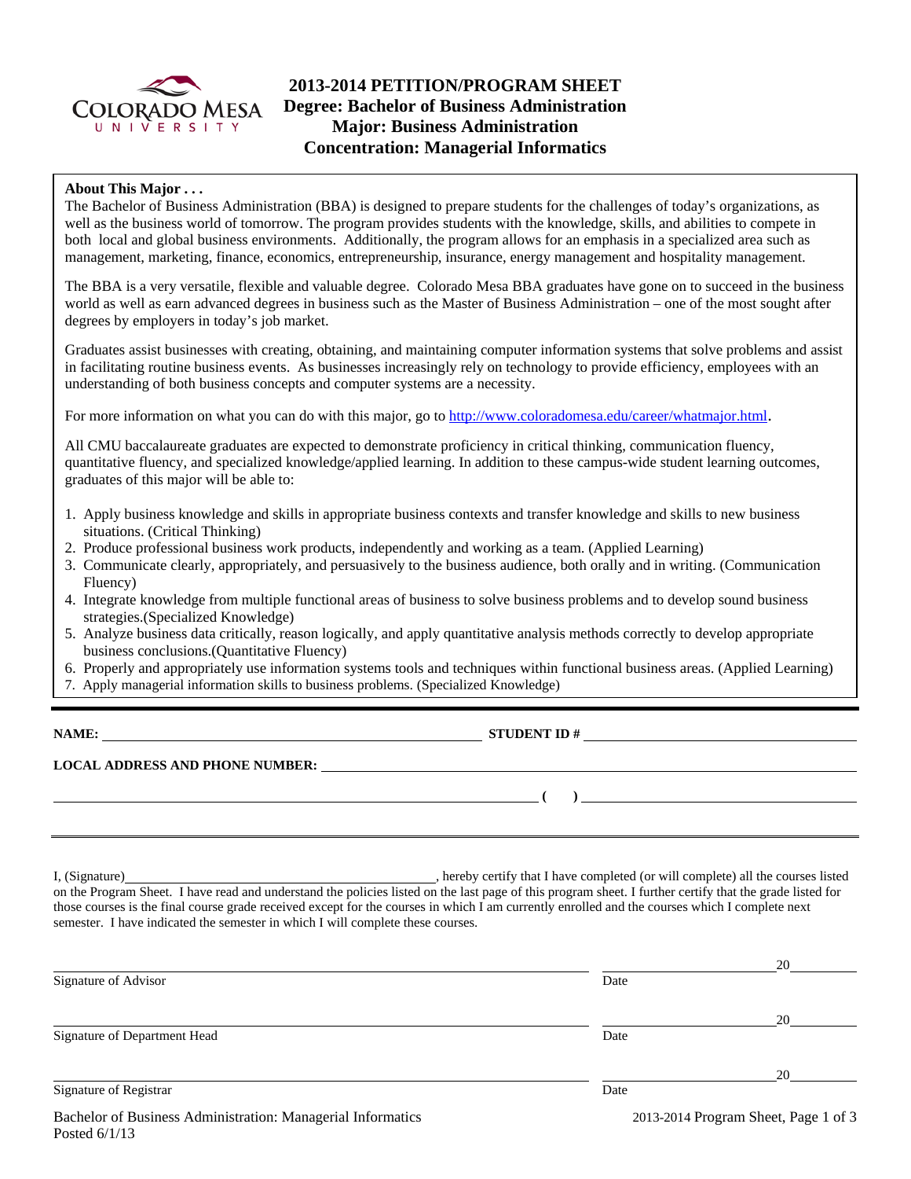# 2013-2014 PETITION/PROGRAM SHEET
## Degree: Bachelor of Business Administration
## Major: Business Administration
## Concentration: Managerial Informatics

**About This Major . . .**

The Bachelor of Business Administration (BBA) is designed to prepare students for the challenges of today's organizations, as well as the business world of tomorrow. The program provides students with the knowledge, skills, and abilities to compete in both local and global business environments. Additionally, the program allows for an emphasis in a specialized area such as management, marketing, finance, economics, entrepreneurship, insurance, energy management and hospitality management.

The BBA is a very versatile, flexible and valuable degree. Colorado Mesa BBA graduates have gone on to succeed in the business world as well as earn advanced degrees in business such as the Master of Business Administration – one of the most sought after degrees by employers in today's job market.

Graduates assist businesses with creating, obtaining, and maintaining computer information systems that solve problems and assist in facilitating routine business events. As businesses increasingly rely on technology to provide efficiency, employees with an understanding of both business concepts and computer systems are a necessity.

For more information on what you can do with this major, go to http://www.coloradomesa.edu/career/whatmajor.html.

All CMU baccalaureate graduates are expected to demonstrate proficiency in critical thinking, communication fluency, quantitative fluency, and specialized knowledge/applied learning. In addition to these campus-wide student learning outcomes, graduates of this major will be able to:

1. Apply business knowledge and skills in appropriate business contexts and transfer knowledge and skills to new business situations. (Critical Thinking)
2. Produce professional business work products, independently and working as a team. (Applied Learning)
3. Communicate clearly, appropriately, and persuasively to the business audience, both orally and in writing. (Communication Fluency)
4. Integrate knowledge from multiple functional areas of business to solve business problems and to develop sound business strategies.(Specialized Knowledge)
5. Analyze business data critically, reason logically, and apply quantitative analysis methods correctly to develop appropriate business conclusions.(Quantitative Fluency)
6. Properly and appropriately use information systems tools and techniques within functional business areas. (Applied Learning)
7. Apply managerial information skills to business problems. (Specialized Knowledge)

---

**NAME:** ______________________________ **STUDENT ID #** ______________________________

**LOCAL ADDRESS AND PHONE NUMBER:** ______________________________

______________________________ **(   )** ______________________________

---

I, (Signature)______________________________, hereby certify that I have completed (or will complete) all the courses listed on the Program Sheet. I have read and understand the policies listed on the last page of this program sheet. I further certify that the grade listed for those courses is the final course grade received except for the courses in which I am currently enrolled and the courses which I complete next semester. I have indicated the semester in which I will complete these courses.

______________________________ Signature of Advisor &nbsp;&nbsp;&nbsp; ____________ Date 20____

______________________________ Signature of Department Head &nbsp;&nbsp;&nbsp; ____________ Date 20____

______________________________ Signature of Registrar &nbsp;&nbsp;&nbsp; ____________ Date 20____

Bachelor of Business Administration: Managerial Informatics
Posted 6/1/13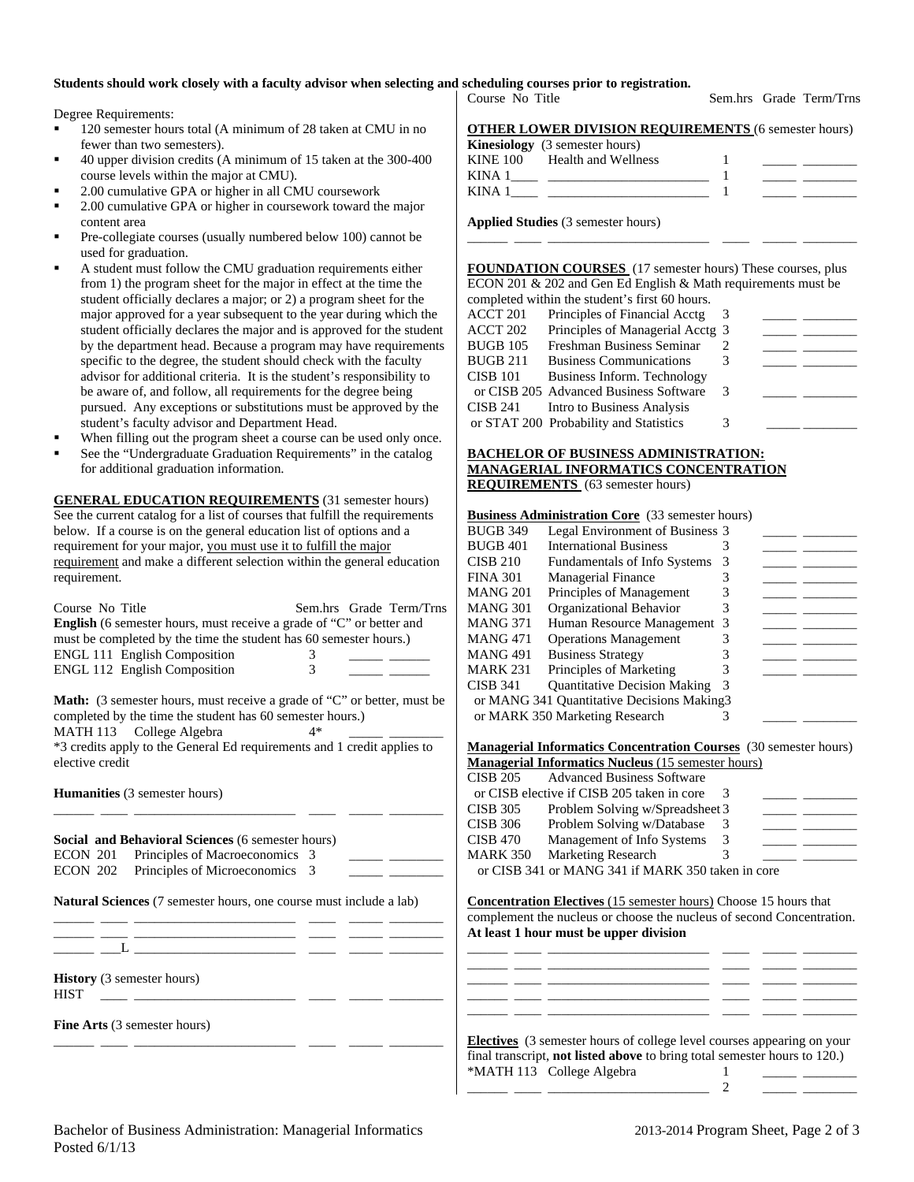**Students should work closely with a faculty advisor when selecting and scheduling courses prior to registration.**

Degree Requirements:

- 120 semester hours total (A minimum of 28 taken at CMU in no fewer than two semesters).
- 40 upper division credits (A minimum of 15 taken at the 300-400 course levels within the major at CMU).
- 2.00 cumulative GPA or higher in all CMU coursework
- 2.00 cumulative GPA or higher in coursework toward the major content area
- Pre-collegiate courses (usually numbered below 100) cannot be used for graduation.
- A student must follow the CMU graduation requirements either from 1) the program sheet for the major in effect at the time the student officially declares a major; or 2) a program sheet for the major approved for a year subsequent to the year during which the student officially declares the major and is approved for the student by the department head. Because a program may have requirements specific to the degree, the student should check with the faculty advisor for additional criteria. It is the student's responsibility to be aware of, and follow, all requirements for the degree being pursued. Any exceptions or substitutions must be approved by the student's faculty advisor and Department Head.
- When filling out the program sheet a course can be used only once.
- See the "Undergraduate Graduation Requirements" in the catalog for additional graduation information.

**GENERAL EDUCATION REQUIREMENTS** (31 semester hours) See the current catalog for a list of courses that fulfill the requirements below. If a course is on the general education list of options and a requirement for your major, you must use it to fulfill the major requirement and make a different selection within the general education requirement.

| Course | No | Title | Sem.hrs | Grade | Term/Trns |
|---|---|---|---|---|---|

**English** (6 semester hours, must receive a grade of "C" or better and must be completed by the time the student has 60 semester hours.)

| Course No | Title | Sem.hrs | Grade | Term/Trns |
|---|---|---|---|---|
| ENGL 111 | English Composition | 3 | _____ | ______ |
| ENGL 112 | English Composition | 3 | _____ | ______ |

**Math:** (3 semester hours, must receive a grade of "C" or better, must be completed by the time the student has 60 semester hours.)

| Course No | Title | Sem.hrs | Grade | Term/Trns |
|---|---|---|---|---|
| MATH 113 | College Algebra | 4* | _____ | ________ |

*3 credits apply to the General Ed requirements and 1 credit applies to elective credit

**Humanities** (3 semester hours)

______ ____ _______________________ ____ _____ ________

**Social and Behavioral Sciences** (6 semester hours)

| Course No | Title | Sem.hrs | Grade | Term/Trns |
|---|---|---|---|---|
| ECON 201 | Principles of Macroeconomics | 3 | _____ | ________ |
| ECON 202 | Principles of Microeconomics | 3 | _____ | ________ |

**Natural Sciences** (7 semester hours, one course must include a lab)

______ ____ _______________________ ____ _____ ________
______ ____ _______________________ ____ _____ ________
______ ___L _______________________ ____ _____ ________

**History** (3 semester hours)

HIST ____ _______________________ ____ _____ ________

**Fine Arts** (3 semester hours)

______ ____ _______________________ ____ _____ ________

**OTHER LOWER DIVISION REQUIREMENTS** (6 semester hours)

**Kinesiology** (3 semester hours)

| Course No | Title | Sem.hrs | Grade | Term/Trns |
|---|---|---|---|---|
| KINE 100 | Health and Wellness | 1 | _____ | ________ |
| KINA 1____ | ________________________ | 1 | _____ | ________ |
| KINA 1____ | ________________________ | 1 | _____ | ________ |

**Applied Studies** (3 semester hours)

______ ____ _______________________ ____ _____ ________

**FOUNDATION COURSES** (17 semester hours) These courses, plus ECON 201 & 202 and Gen Ed English & Math requirements must be completed within the student's first 60 hours.

| Course No | Title | Sem.hrs | Grade | Term/Trns |
|---|---|---|---|---|
| ACCT 201 | Principles of Financial Acctg | 3 | _____ | ________ |
| ACCT 202 | Principles of Managerial Acctg | 3 | _____ | ________ |
| BUGB 105 | Freshman Business Seminar | 2 | _____ | ________ |
| BUGB 211 | Business Communications | 3 | _____ | ________ |
| CISB 101 or CISB 205 | Business Inform. Technology or Advanced Business Software | 3 | _____ | ________ |
| CISB 241 or STAT 200 | Intro to Business Analysis or Probability and Statistics | 3 | _____ | ________ |

**BACHELOR OF BUSINESS ADMINISTRATION: MANAGERIAL INFORMATICS CONCENTRATION REQUIREMENTS** (63 semester hours)

**Business Administration Core** (33 semester hours)

| Course No | Title | Sem.hrs | Grade | Term/Trns |
|---|---|---|---|---|
| BUGB 349 | Legal Environment of Business | 3 | _____ | ________ |
| BUGB 401 | International Business | 3 | _____ | ________ |
| CISB 210 | Fundamentals of Info Systems | 3 | _____ | ________ |
| FINA 301 | Managerial Finance | 3 | _____ | ________ |
| MANG 201 | Principles of Management | 3 | _____ | ________ |
| MANG 301 | Organizational Behavior | 3 | _____ | ________ |
| MANG 371 | Human Resource Management | 3 | _____ | ________ |
| MANG 471 | Operations Management | 3 | _____ | ________ |
| MANG 491 | Business Strategy | 3 | _____ | ________ |
| MARK 231 | Principles of Marketing | 3 | _____ | ________ |
| CISB 341 or MANG 341 or MARK 350 | Quantitative Decision Making or Quantitative Decisions Making or Marketing Research | 3 | _____ | ________ |

**Managerial Informatics Concentration Courses** (30 semester hours)

**Managerial Informatics Nucleus** (15 semester hours)

| Course No | Title | Sem.hrs | Grade | Term/Trns |
|---|---|---|---|---|
| CISB 205 | Advanced Business Software or CISB elective if CISB 205 taken in core | 3 | _____ | ________ |
| CISB 305 | Problem Solving w/Spreadsheet | 3 | _____ | ________ |
| CISB 306 | Problem Solving w/Database | 3 | _____ | ________ |
| CISB 470 | Management of Info Systems | 3 | _____ | ________ |
| MARK 350 | Marketing Research or CISB 341 or MANG 341 if MARK 350 taken in core | 3 | _____ | ________ |

**Concentration Electives** (15 semester hours) Choose 15 hours that complement the nucleus or choose the nucleus of second Concentration. **At least 1 hour must be upper division**

______ ____ _______________________ ____ _____ ________
______ ____ _______________________ ____ _____ ________
______ ____ _______________________ ____ _____ ________
______ ____ _______________________ ____ _____ ________
______ ____ _______________________ ____ _____ ________

**Electives** (3 semester hours of college level courses appearing on your final transcript, **not listed above** to bring total semester hours to 120.)

| Course No | Title | Sem.hrs | Grade | Term/Trns |
|---|---|---|---|---|
| *MATH 113 | College Algebra | 1 | _____ | ________ |
| ______ ____ | ________________________ | 2 | _____ | ________ |

Bachelor of Business Administration: Managerial Informatics
Posted 6/1/13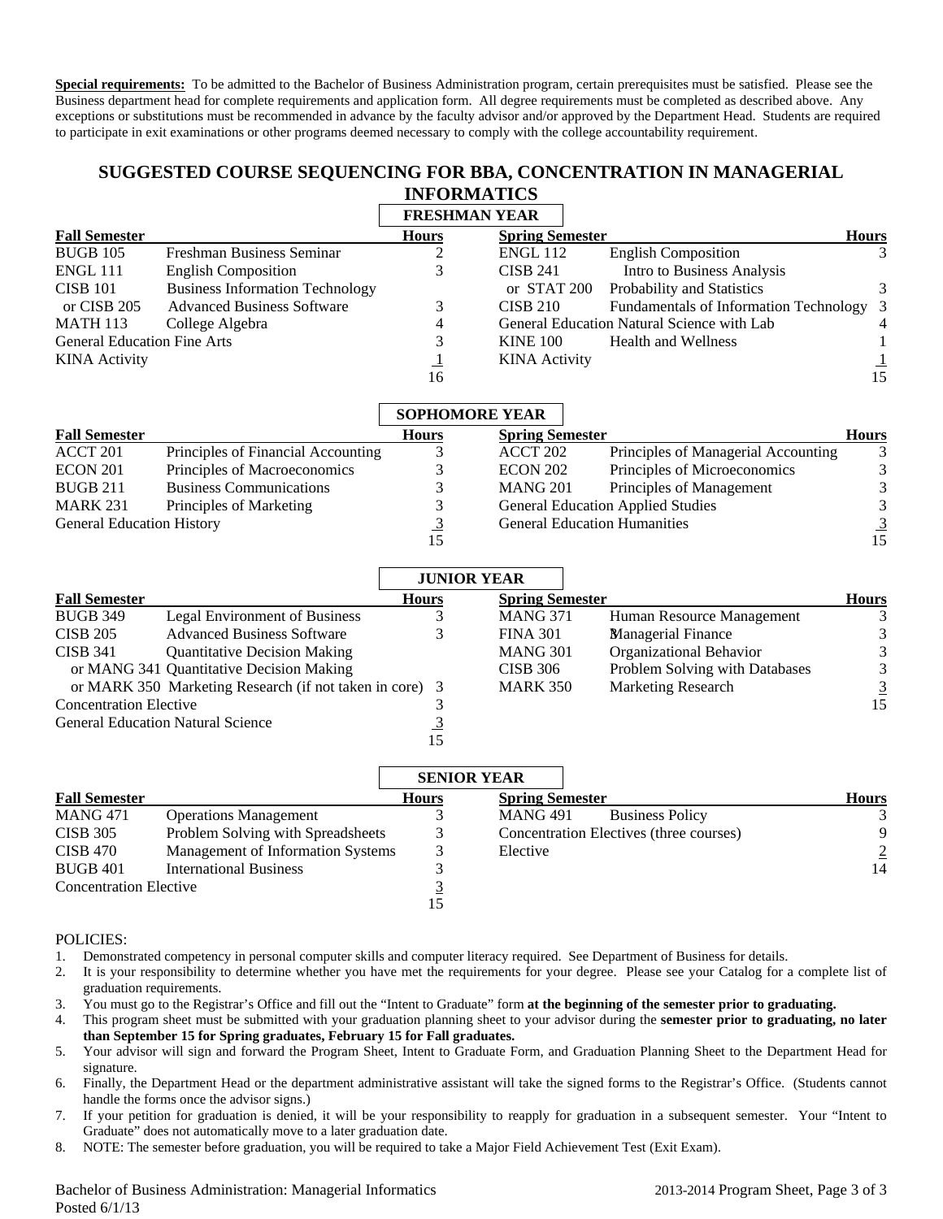**Special requirements:** To be admitted to the Bachelor of Business Administration program, certain prerequisites must be satisfied. Please see the Business department head for complete requirements and application form. All degree requirements must be completed as described above. Any exceptions or substitutions must be recommended in advance by the faculty advisor and/or approved by the Department Head. Students are required to participate in exit examinations or other programs deemed necessary to comply with the college accountability requirement.

## SUGGESTED COURSE SEQUENCING FOR BBA, CONCENTRATION IN MANAGERIAL INFORMATICS

### FRESHMAN YEAR

| Fall Semester | | Hours | Spring Semester | | Hours |
|---|---|---|---|---|---|
| BUGB 105 | Freshman Business Seminar | 2 | ENGL 112 | English Composition | 3 |
| ENGL 111 | English Composition | 3 | CISB 241 | Intro to Business Analysis | |
| CISB 101 | Business Information Technology | | or STAT 200 | Probability and Statistics | 3 |
| or CISB 205 | Advanced Business Software | 3 | CISB 210 | Fundamentals of Information Technology | 3 |
| MATH 113 | College Algebra | 4 | General Education Natural Science with Lab | | 4 |
| General Education Fine Arts | | 3 | KINE 100 | Health and Wellness | 1 |
| KINA Activity | | 1 | KINA Activity | | 1 |
| | | 16 | | | 15 |

### SOPHOMORE YEAR

| Fall Semester | | Hours | Spring Semester | | Hours |
|---|---|---|---|---|---|
| ACCT 201 | Principles of Financial Accounting | 3 | ACCT 202 | Principles of Managerial Accounting | 3 |
| ECON 201 | Principles of Macroeconomics | 3 | ECON 202 | Principles of Microeconomics | 3 |
| BUGB 211 | Business Communications | 3 | MANG 201 | Principles of Management | 3 |
| MARK 231 | Principles of Marketing | 3 | General Education Applied Studies | | 3 |
| General Education History | | 3 | General Education Humanities | | 3 |
| | | 15 | | | 15 |

### JUNIOR YEAR

| Fall Semester | | Hours | Spring Semester | | Hours |
|---|---|---|---|---|---|
| BUGB 349 | Legal Environment of Business | 3 | MANG 371 | Human Resource Management | 3 |
| CISB 205 | Advanced Business Software | 3 | FINA 301 | Managerial Finance | 3 |
| CISB 341 | Quantitative Decision Making | | MANG 301 | Organizational Behavior | 3 |
| or MANG 341 | Quantitative Decision Making | | CISB 306 | Problem Solving with Databases | 3 |
| or MARK 350 | Marketing Research (if not taken in core) | 3 | MARK 350 | Marketing Research | 3 |
| Concentration Elective | | 3 | | | 15 |
| General Education Natural Science | | 3 | | | |
| | | 15 | | | |

### SENIOR YEAR

| Fall Semester | | Hours | Spring Semester | | Hours |
|---|---|---|---|---|---|
| MANG 471 | Operations Management | 3 | MANG 491 | Business Policy | 3 |
| CISB 305 | Problem Solving with Spreadsheets | 3 | Concentration Electives (three courses) | | 9 |
| CISB 470 | Management of Information Systems | 3 | Elective | | 2 |
| BUGB 401 | International Business | 3 | | | 14 |
| Concentration Elective | | 3 | | | |
| | | 15 | | | |

POLICIES:

1. Demonstrated competency in personal computer skills and computer literacy required. See Department of Business for details.
2. It is your responsibility to determine whether you have met the requirements for your degree. Please see your Catalog for a complete list of graduation requirements.
3. You must go to the Registrar's Office and fill out the "Intent to Graduate" form **at the beginning of the semester prior to graduating.**
4. This program sheet must be submitted with your graduation planning sheet to your advisor during the **semester prior to graduating, no later than September 15 for Spring graduates, February 15 for Fall graduates.**
5. Your advisor will sign and forward the Program Sheet, Intent to Graduate Form, and Graduation Planning Sheet to the Department Head for signature.
6. Finally, the Department Head or the department administrative assistant will take the signed forms to the Registrar's Office. (Students cannot handle the forms once the advisor signs.)
7. If your petition for graduation is denied, it will be your responsibility to reapply for graduation in a subsequent semester. Your "Intent to Graduate" does not automatically move to a later graduation date.
8. NOTE: The semester before graduation, you will be required to take a Major Field Achievement Test (Exit Exam).

Bachelor of Business Administration: Managerial Informatics
Posted 6/1/13
2013-2014 Program Sheet